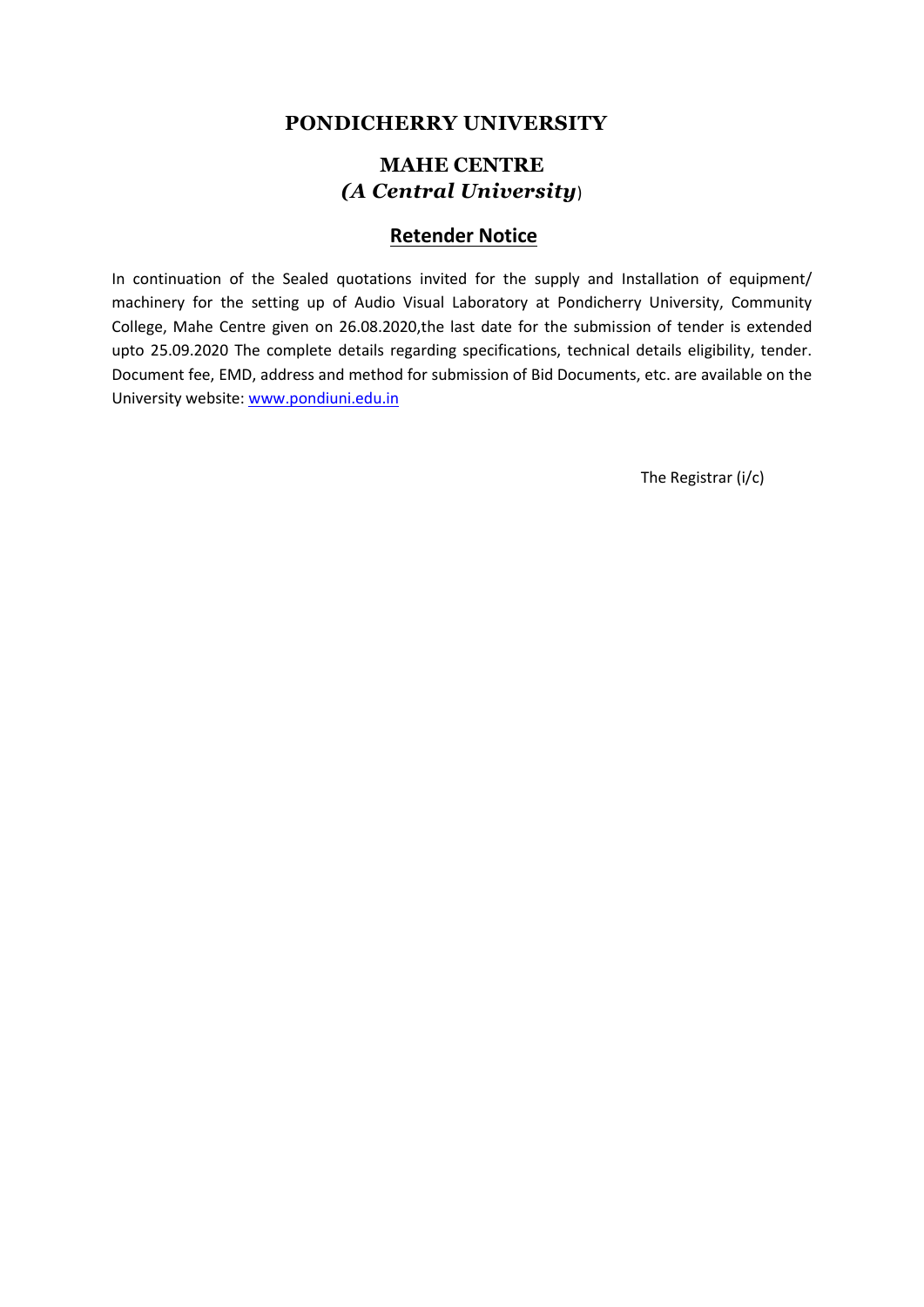# PONDICHERRY UNIVERSITY

## MAHE CENTRE
## *(A Central University*)

## Retender Notice

In continuation of the Sealed quotations invited for the supply and Installation of equipment/ machinery for the setting up of Audio Visual Laboratory at Pondicherry University, Community College, Mahe Centre given on 26.08.2020,the last date for the submission of tender is extended upto 25.09.2020 The complete details regarding specifications, technical details eligibility, tender. Document fee, EMD, address and method for submission of Bid Documents, etc. are available on the University website: [www.pondiuni.edu.in](http://www.pondiuni.edu.in)

The Registrar (i/c)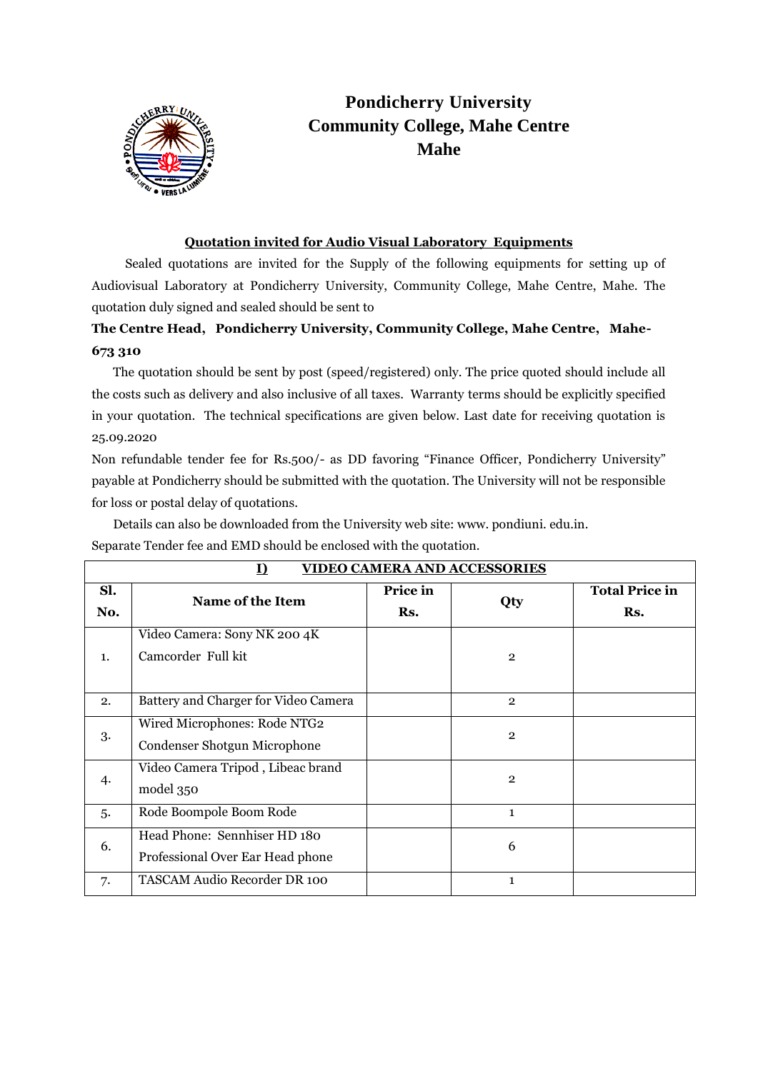# Pondicherry University
# Community College, Mahe Centre
# Mahe

**Quotation invited for Audio Visual Laboratory Equipments**

Sealed quotations are invited for the Supply of the following equipments for setting up of Audiovisual Laboratory at Pondicherry University, Community College, Mahe Centre, Mahe. The quotation duly signed and sealed should be sent to

**The Centre Head, Pondicherry University, Community College, Mahe Centre, Mahe-673 310**

The quotation should be sent by post (speed/registered) only. The price quoted should include all the costs such as delivery and also inclusive of all taxes. Warranty terms should be explicitly specified in your quotation. The technical specifications are given below. Last date for receiving quotation is 25.09.2020

Non refundable tender fee for Rs.500/- as DD favoring "Finance Officer, Pondicherry University" payable at Pondicherry should be submitted with the quotation. The University will not be responsible for loss or postal delay of quotations.

Details can also be downloaded from the University web site: www. pondiuni. edu.in.

Separate Tender fee and EMD should be enclosed with the quotation.

**I) VIDEO CAMERA AND ACCESSORIES**

| Sl. No. | Name of the Item | Price in Rs. | Qty | Total Price in Rs. |
|---|---|---|---|---|
| 1. | Video Camera: Sony NK 200 4K Camcorder Full kit | | 2 | |
| 2. | Battery and Charger for Video Camera | | 2 | |
| 3. | Wired Microphones: Rode NTG2 Condenser Shotgun Microphone | | 2 | |
| 4. | Video Camera Tripod , Libeac brand model 350 | | 2 | |
| 5. | Rode Boompole Boom Rode | | 1 | |
| 6. | Head Phone: Sennhiser HD 180 Professional Over Ear Head phone | | 6 | |
| 7. | TASCAM Audio Recorder DR 100 | | 1 | |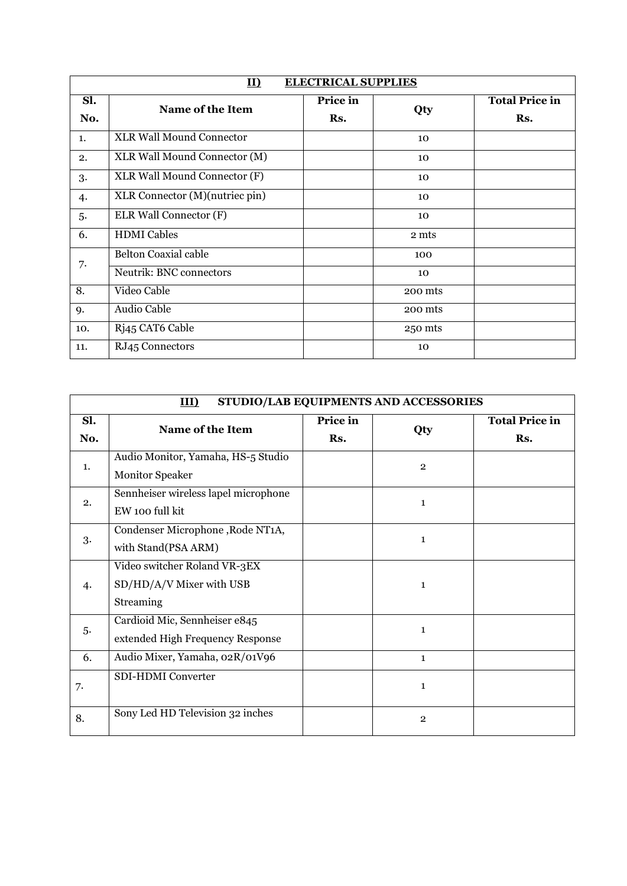| **II) ELECTRICAL SUPPLIES** | | | | |
|---|---|---|---|---|
| **Sl. No.** | **Name of the Item** | **Price in Rs.** | **Qty** | **Total Price in Rs.** |
| 1. | XLR Wall Mound Connector | | 10 | |
| 2. | XLR Wall Mound Connector (M) | | 10 | |
| 3. | XLR Wall Mound Connector (F) | | 10 | |
| 4. | XLR Connector (M)(nutriec pin) | | 10 | |
| 5. | ELR Wall Connector (F) | | 10 | |
| 6. | HDMI Cables | | 2 mts | |
| 7. | Belton Coaxial cable | | 100 | |
| | Neutrik: BNC connectors | | 10 | |
| 8. | Video Cable | | 200 mts | |
| 9. | Audio Cable | | 200 mts | |
| 10. | Rj45 CAT6 Cable | | 250 mts | |
| 11. | RJ45 Connectors | | 10 | |

| **III) STUDIO/LAB EQUIPMENTS AND ACCESSORIES** | | | | |
|---|---|---|---|---|
| **Sl. No.** | **Name of the Item** | **Price in Rs.** | **Qty** | **Total Price in Rs.** |
| 1. | Audio Monitor, Yamaha, HS-5 Studio Monitor Speaker | | 2 | |
| 2. | Sennheiser wireless lapel microphone EW 100 full kit | | 1 | |
| 3. | Condenser Microphone ,Rode NT1A, with Stand(PSA ARM) | | 1 | |
| 4. | Video switcher Roland VR-3EX SD/HD/A/V Mixer with USB Streaming | | 1 | |
| 5. | Cardioid Mic, Sennheiser e845 extended High Frequency Response | | 1 | |
| 6. | Audio Mixer, Yamaha, 02R/01V96 | | 1 | |
| 7. | SDI-HDMI Converter | | 1 | |
| 8. | Sony Led HD Television 32 inches | | 2 | |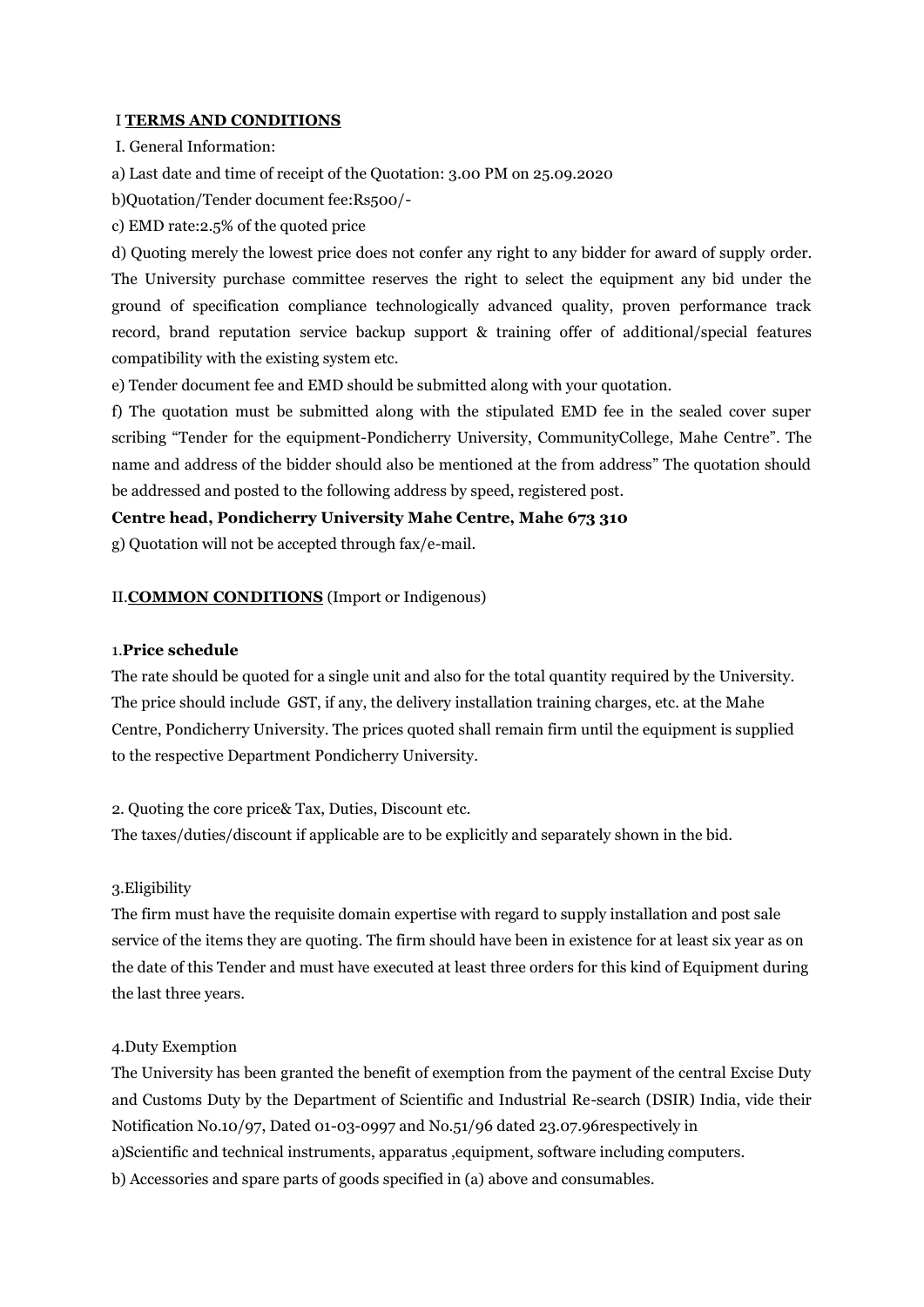## I **TERMS AND CONDITIONS**

I. General Information:

a) Last date and time of receipt of the Quotation: 3.00 PM on 25.09.2020

b)Quotation/Tender document fee:Rs500/-

c) EMD rate:2.5% of the quoted price

d) Quoting merely the lowest price does not confer any right to any bidder for award of supply order. The University purchase committee reserves the right to select the equipment any bid under the ground of specification compliance technologically advanced quality, proven performance track record, brand reputation service backup support & training offer of additional/special features compatibility with the existing system etc.

e) Tender document fee and EMD should be submitted along with your quotation.

f) The quotation must be submitted along with the stipulated EMD fee in the sealed cover super scribing "Tender for the equipment-Pondicherry University, CommunityCollege, Mahe Centre". The name and address of the bidder should also be mentioned at the from address" The quotation should be addressed and posted to the following address by speed, registered post.

**Centre head, Pondicherry University Mahe Centre, Mahe 673 310**

g) Quotation will not be accepted through fax/e-mail.

## II.**COMMON CONDITIONS** (Import or Indigenous)

### 1.**Price schedule**

The rate should be quoted for a single unit and also for the total quantity required by the University. The price should include GST, if any, the delivery installation training charges, etc. at the Mahe Centre, Pondicherry University. The prices quoted shall remain firm until the equipment is supplied to the respective Department Pondicherry University.

2. Quoting the core price& Tax, Duties, Discount etc.

The taxes/duties/discount if applicable are to be explicitly and separately shown in the bid.

3.Eligibility

The firm must have the requisite domain expertise with regard to supply installation and post sale service of the items they are quoting. The firm should have been in existence for at least six year as on the date of this Tender and must have executed at least three orders for this kind of Equipment during the last three years.

4.Duty Exemption

The University has been granted the benefit of exemption from the payment of the central Excise Duty and Customs Duty by the Department of Scientific and Industrial Re-search (DSIR) India, vide their Notification No.10/97, Dated 01-03-0997 and No.51/96 dated 23.07.96respectively in

a)Scientific and technical instruments, apparatus ,equipment, software including computers.

b) Accessories and spare parts of goods specified in (a) above and consumables.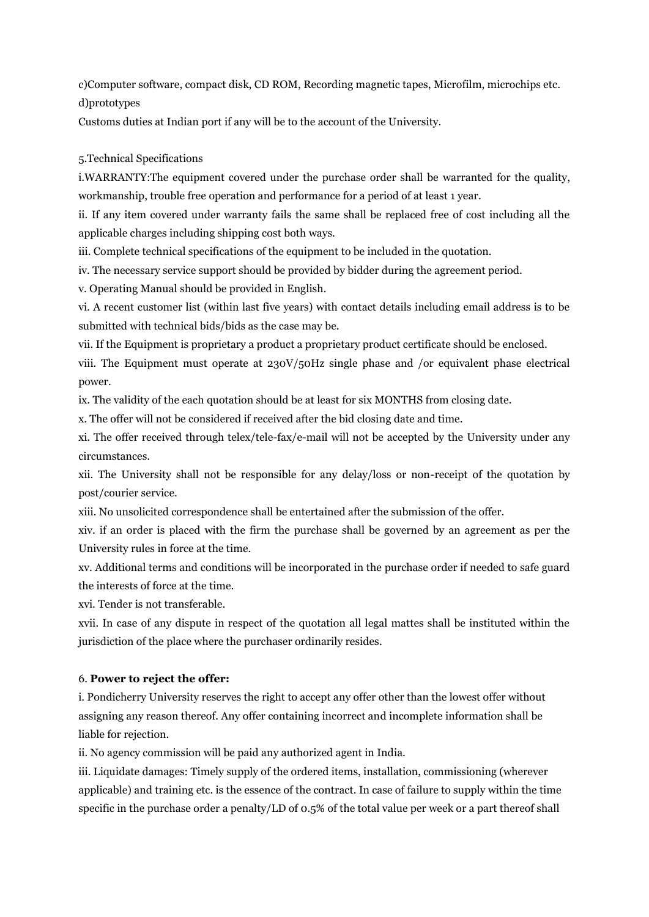c)Computer software, compact disk, CD ROM, Recording magnetic tapes, Microfilm, microchips etc.
d)prototypes

Customs duties at Indian port if any will be to the account of the University.

5.Technical Specifications

i.WARRANTY:The equipment covered under the purchase order shall be warranted for the quality, workmanship, trouble free operation and performance for a period of at least 1 year.

ii. If any item covered under warranty fails the same shall be replaced free of cost including all the applicable charges including shipping cost both ways.

iii. Complete technical specifications of the equipment to be included in the quotation.

iv. The necessary service support should be provided by bidder during the agreement period.

v. Operating Manual should be provided in English.

vi. A recent customer list (within last five years) with contact details including email address is to be submitted with technical bids/bids as the case may be.

vii. If the Equipment is proprietary a product a proprietary product certificate should be enclosed.

viii. The Equipment must operate at 230V/50Hz single phase and /or equivalent phase electrical power.

ix. The validity of the each quotation should be at least for six MONTHS from closing date.

x. The offer will not be considered if received after the bid closing date and time.

xi. The offer received through telex/tele-fax/e-mail will not be accepted by the University under any circumstances.

xii. The University shall not be responsible for any delay/loss or non-receipt of the quotation by post/courier service.

xiii. No unsolicited correspondence shall be entertained after the submission of the offer.

xiv. if an order is placed with the firm the purchase shall be governed by an agreement as per the University rules in force at the time.

xv. Additional terms and conditions will be incorporated in the purchase order if needed to safe guard the interests of force at the time.

xvi. Tender is not transferable.

xvii. In case of any dispute in respect of the quotation all legal mattes shall be instituted within the jurisdiction of the place where the purchaser ordinarily resides.

6. **Power to reject the offer:**

i. Pondicherry University reserves the right to accept any offer other than the lowest offer without assigning any reason thereof. Any offer containing incorrect and incomplete information shall be liable for rejection.

ii. No agency commission will be paid any authorized agent in India.

iii. Liquidate damages: Timely supply of the ordered items, installation, commissioning (wherever applicable) and training etc. is the essence of the contract. In case of failure to supply within the time specific in the purchase order a penalty/LD of 0.5% of the total value per week or a part thereof shall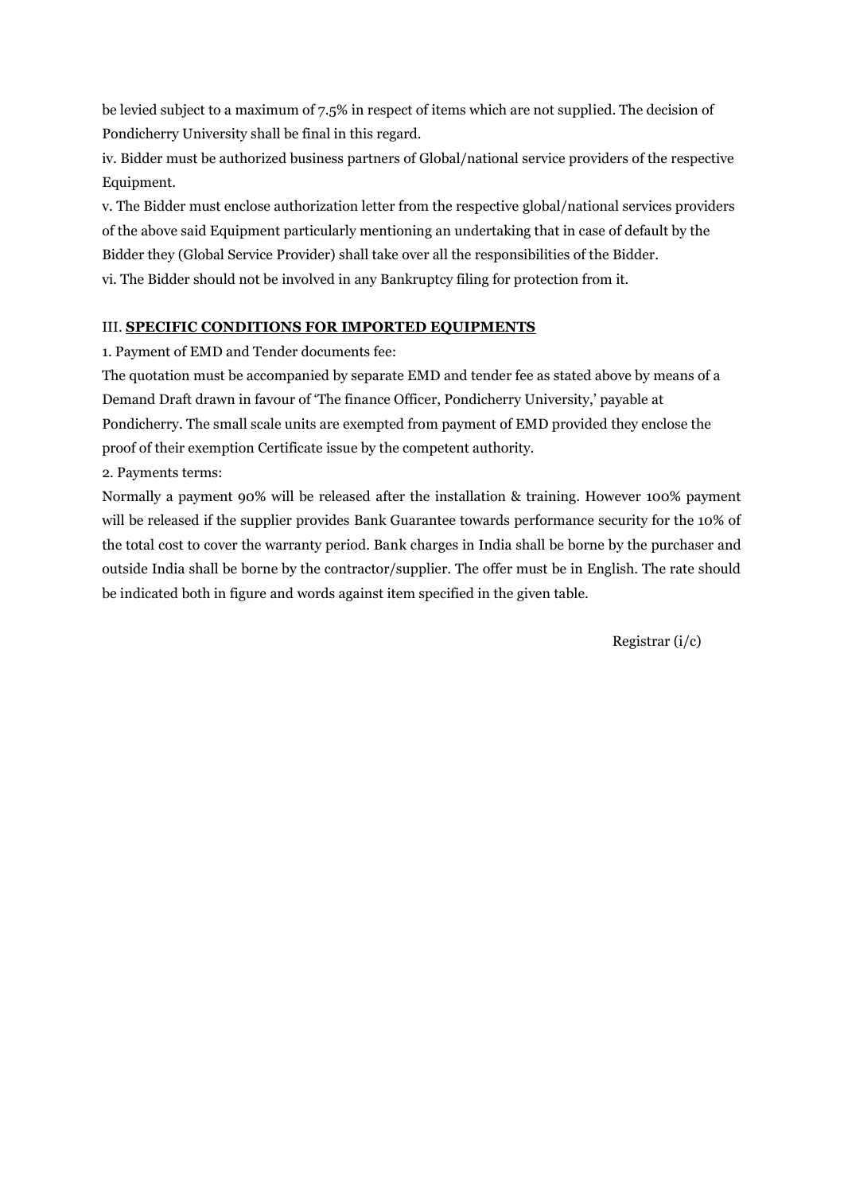be levied subject to a maximum of 7.5% in respect of items which are not supplied. The decision of Pondicherry University shall be final in this regard.

iv. Bidder must be authorized business partners of Global/national service providers of the respective Equipment.

v. The Bidder must enclose authorization letter from the respective global/national services providers of the above said Equipment particularly mentioning an undertaking that in case of default by the Bidder they (Global Service Provider) shall take over all the responsibilities of the Bidder.

vi. The Bidder should not be involved in any Bankruptcy filing for protection from it.

III. **SPECIFIC CONDITIONS FOR IMPORTED EQUIPMENTS**

1. Payment of EMD and Tender documents fee:

The quotation must be accompanied by separate EMD and tender fee as stated above by means of a Demand Draft drawn in favour of 'The finance Officer, Pondicherry University,' payable at Pondicherry. The small scale units are exempted from payment of EMD provided they enclose the proof of their exemption Certificate issue by the competent authority.

2. Payments terms:

Normally a payment 90% will be released after the installation & training. However 100% payment will be released if the supplier provides Bank Guarantee towards performance security for the 10% of the total cost to cover the warranty period. Bank charges in India shall be borne by the purchaser and outside India shall be borne by the contractor/supplier. The offer must be in English. The rate should be indicated both in figure and words against item specified in the given table.

Registrar (i/c)